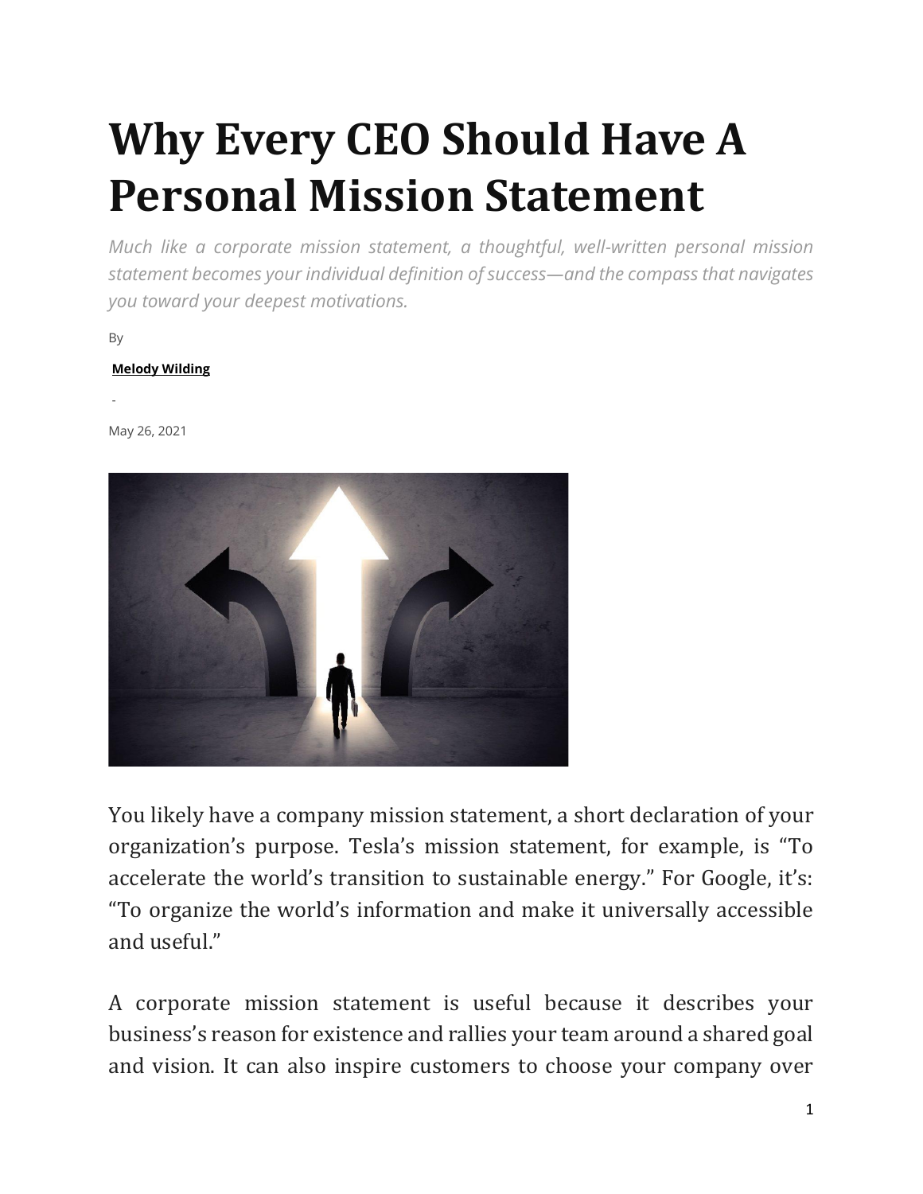# Why Every CEO Should Have A Personal Mission Statement

*Much like a corporate mission statement, a thoughtful, well-written personal mission statement becomes your individual definition of success—and the compass that navigates you toward your deepest motivations.*

By

**Melody Wilding**

-

May 26, 2021

You likely have a company mission statement, a short declaration of your organization's purpose. Tesla's mission statement, for example, is "To accelerate the world's transition to sustainable energy." For Google, it's: "To organize the world's information and make it universally accessible and useful."

A corporate mission statement is useful because it describes your business's reason for existence and rallies your team around a shared goal and vision. It can also inspire customers to choose your company over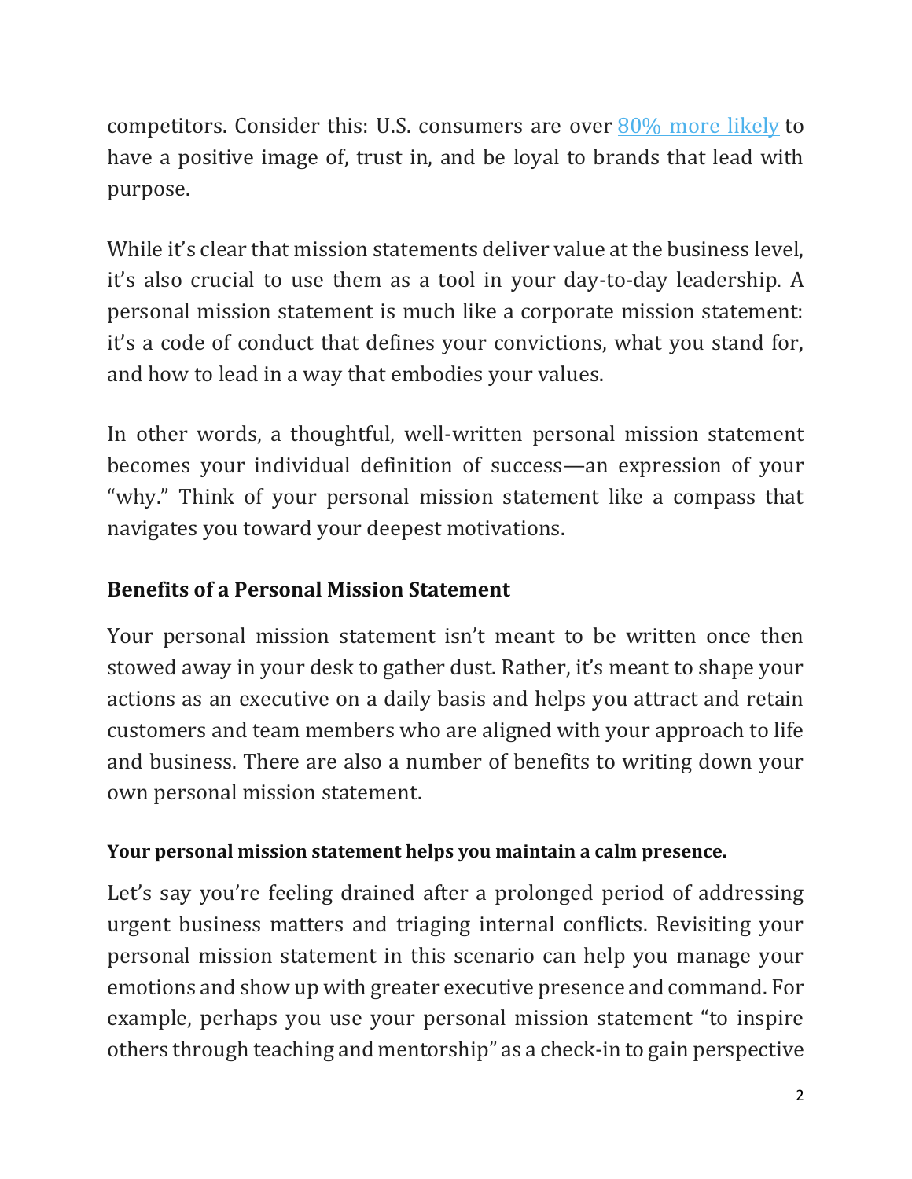competitors. Consider this: U.S. consumers are over [80% more likely]() to have a positive image of, trust in, and be loyal to brands that lead with purpose.

While it's clear that mission statements deliver value at the business level, it's also crucial to use them as a tool in your day-to-day leadership. A personal mission statement is much like a corporate mission statement: it's a code of conduct that defines your convictions, what you stand for, and how to lead in a way that embodies your values.

In other words, a thoughtful, well-written personal mission statement becomes your individual definition of success—an expression of your "why." Think of your personal mission statement like a compass that navigates you toward your deepest motivations.

## Benefits of a Personal Mission Statement

Your personal mission statement isn't meant to be written once then stowed away in your desk to gather dust. Rather, it's meant to shape your actions as an executive on a daily basis and helps you attract and retain customers and team members who are aligned with your approach to life and business. There are also a number of benefits to writing down your own personal mission statement.

### Your personal mission statement helps you maintain a calm presence.

Let's say you're feeling drained after a prolonged period of addressing urgent business matters and triaging internal conflicts. Revisiting your personal mission statement in this scenario can help you manage your emotions and show up with greater executive presence and command. For example, perhaps you use your personal mission statement "to inspire others through teaching and mentorship" as a check-in to gain perspective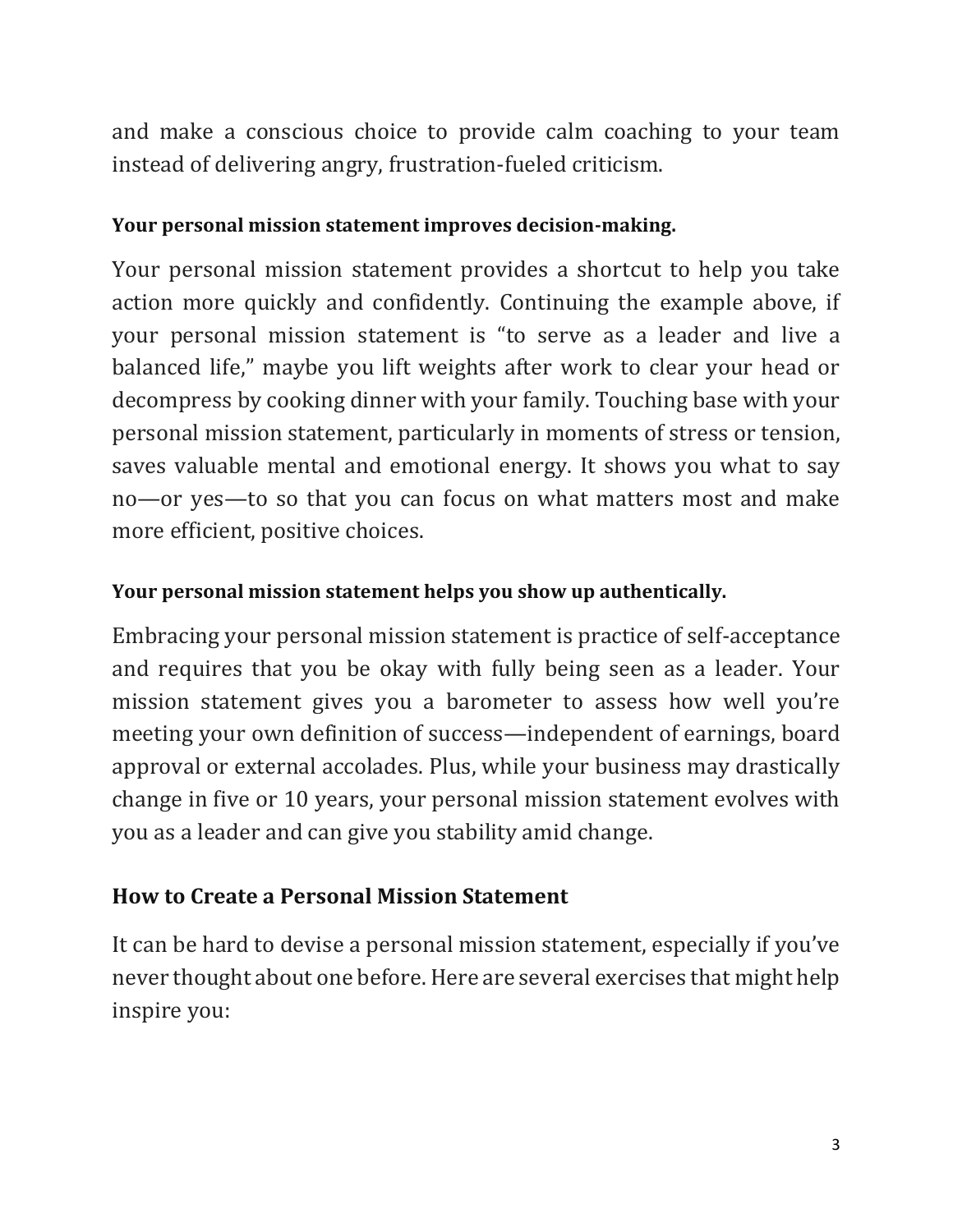and make a conscious choice to provide calm coaching to your team instead of delivering angry, frustration-fueled criticism.

**Your personal mission statement improves decision-making.**

Your personal mission statement provides a shortcut to help you take action more quickly and confidently. Continuing the example above, if your personal mission statement is "to serve as a leader and live a balanced life," maybe you lift weights after work to clear your head or decompress by cooking dinner with your family. Touching base with your personal mission statement, particularly in moments of stress or tension, saves valuable mental and emotional energy. It shows you what to say no—or yes—to so that you can focus on what matters most and make more efficient, positive choices.

**Your personal mission statement helps you show up authentically.**

Embracing your personal mission statement is practice of self-acceptance and requires that you be okay with fully being seen as a leader. Your mission statement gives you a barometer to assess how well you're meeting your own definition of success—independent of earnings, board approval or external accolades. Plus, while your business may drastically change in five or 10 years, your personal mission statement evolves with you as a leader and can give you stability amid change.

## How to Create a Personal Mission Statement

It can be hard to devise a personal mission statement, especially if you've never thought about one before. Here are several exercises that might help inspire you: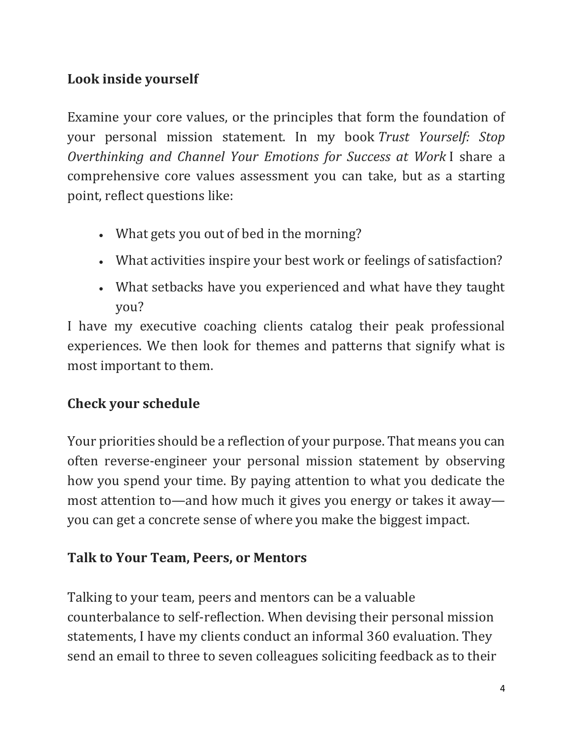## Look inside yourself

Examine your core values, or the principles that form the foundation of your personal mission statement. In my book *Trust Yourself: Stop Overthinking and Channel Your Emotions for Success at Work* I share a comprehensive core values assessment you can take, but as a starting point, reflect questions like:

- What gets you out of bed in the morning?
- What activities inspire your best work or feelings of satisfaction?
- What setbacks have you experienced and what have they taught you?

I have my executive coaching clients catalog their peak professional experiences. We then look for themes and patterns that signify what is most important to them.

## Check your schedule

Your priorities should be a reflection of your purpose. That means you can often reverse-engineer your personal mission statement by observing how you spend your time. By paying attention to what you dedicate the most attention to—and how much it gives you energy or takes it away—you can get a concrete sense of where you make the biggest impact.

## Talk to Your Team, Peers, or Mentors

Talking to your team, peers and mentors can be a valuable counterbalance to self-reflection. When devising their personal mission statements, I have my clients conduct an informal 360 evaluation. They send an email to three to seven colleagues soliciting feedback as to their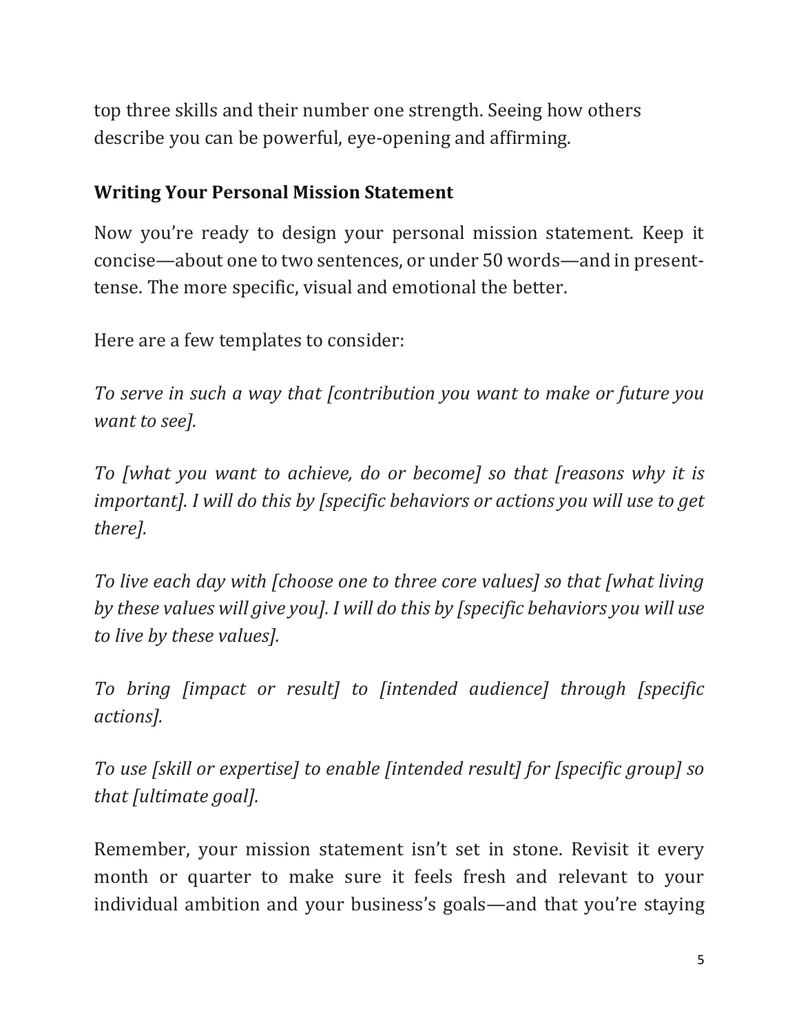top three skills and their number one strength. Seeing how others describe you can be powerful, eye-opening and affirming.

**Writing Your Personal Mission Statement**

Now you're ready to design your personal mission statement. Keep it concise—about one to two sentences, or under 50 words—and in present-tense. The more specific, visual and emotional the better.

Here are a few templates to consider:

*To serve in such a way that [contribution you want to make or future you want to see].*

*To [what you want to achieve, do or become] so that [reasons why it is important]. I will do this by [specific behaviors or actions you will use to get there].*

*To live each day with [choose one to three core values] so that [what living by these values will give you]. I will do this by [specific behaviors you will use to live by these values].*

*To bring [impact or result] to [intended audience] through [specific actions].*

*To use [skill or expertise] to enable [intended result] for [specific group] so that [ultimate goal].*

Remember, your mission statement isn't set in stone. Revisit it every month or quarter to make sure it feels fresh and relevant to your individual ambition and your business's goals—and that you're staying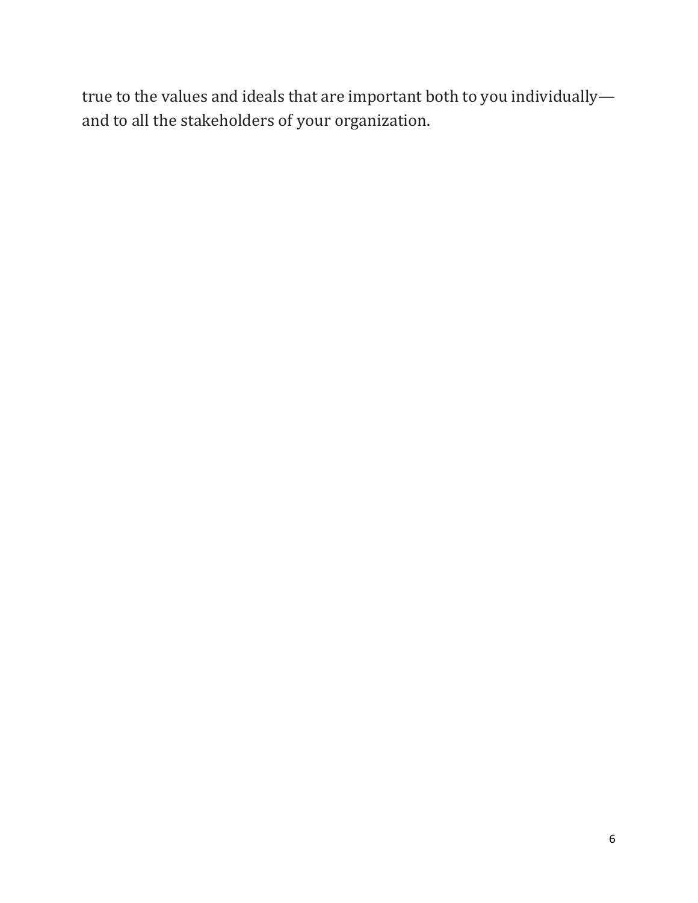true to the values and ideals that are important both to you individually—and to all the stakeholders of your organization.